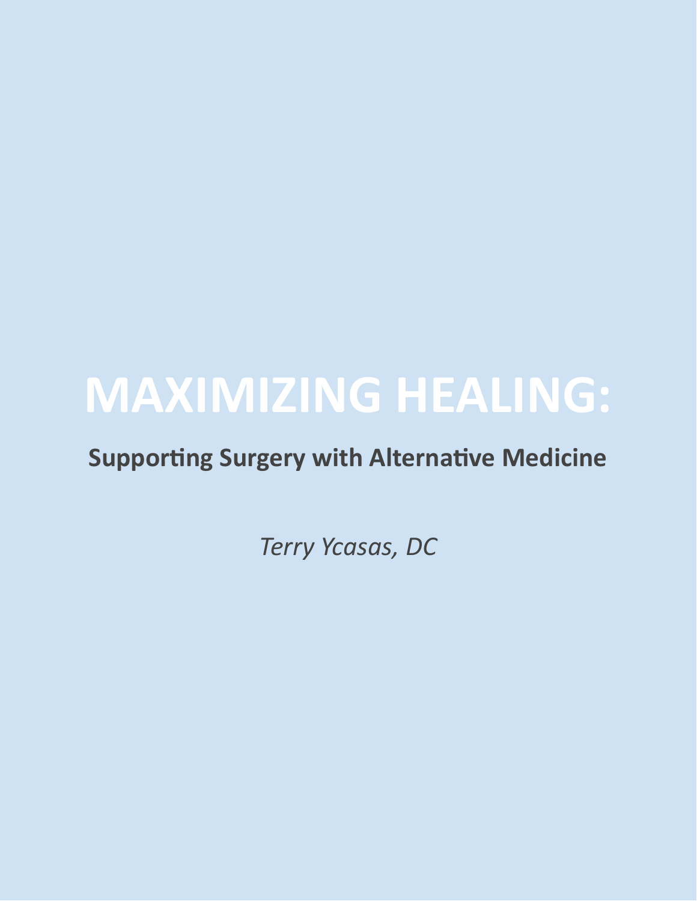# MAXIMIZING HEALING:

## Supporting Surgery with Alternative Medicine

*Terry Ycasas, DC*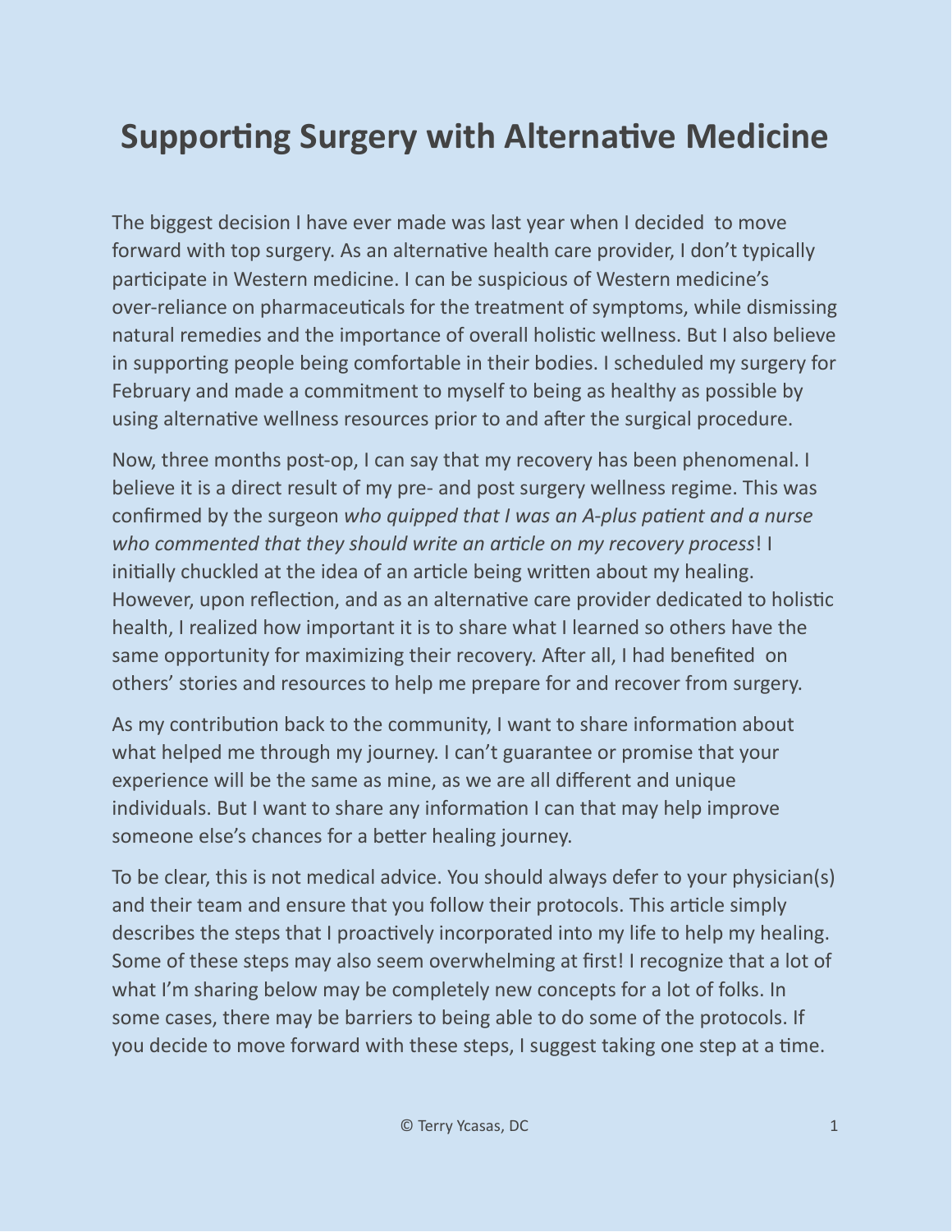# Supporting Surgery with Alternative Medicine

The biggest decision I have ever made was last year when I decided to move forward with top surgery. As an alternative health care provider, I don't typically participate in Western medicine. I can be suspicious of Western medicine's over-reliance on pharmaceuticals for the treatment of symptoms, while dismissing natural remedies and the importance of overall holistic wellness. But I also believe in supporting people being comfortable in their bodies. I scheduled my surgery for February and made a commitment to myself to being as healthy as possible by using alternative wellness resources prior to and after the surgical procedure.

Now, three months post-op, I can say that my recovery has been phenomenal. I believe it is a direct result of my pre- and post surgery wellness regime. This was confirmed by the surgeon *who quipped that I was an A-plus patient and a nurse who commented that they should write an article on my recovery process*! I initially chuckled at the idea of an article being written about my healing. However, upon reflection, and as an alternative care provider dedicated to holistic health, I realized how important it is to share what I learned so others have the same opportunity for maximizing their recovery. After all, I had benefited on others' stories and resources to help me prepare for and recover from surgery.

As my contribution back to the community, I want to share information about what helped me through my journey. I can't guarantee or promise that your experience will be the same as mine, as we are all different and unique individuals. But I want to share any information I can that may help improve someone else's chances for a better healing journey.

To be clear, this is not medical advice. You should always defer to your physician(s) and their team and ensure that you follow their protocols. This article simply describes the steps that I proactively incorporated into my life to help my healing. Some of these steps may also seem overwhelming at first! I recognize that a lot of what I'm sharing below may be completely new concepts for a lot of folks. In some cases, there may be barriers to being able to do some of the protocols. If you decide to move forward with these steps, I suggest taking one step at a time.

© Terry Ycasas, DC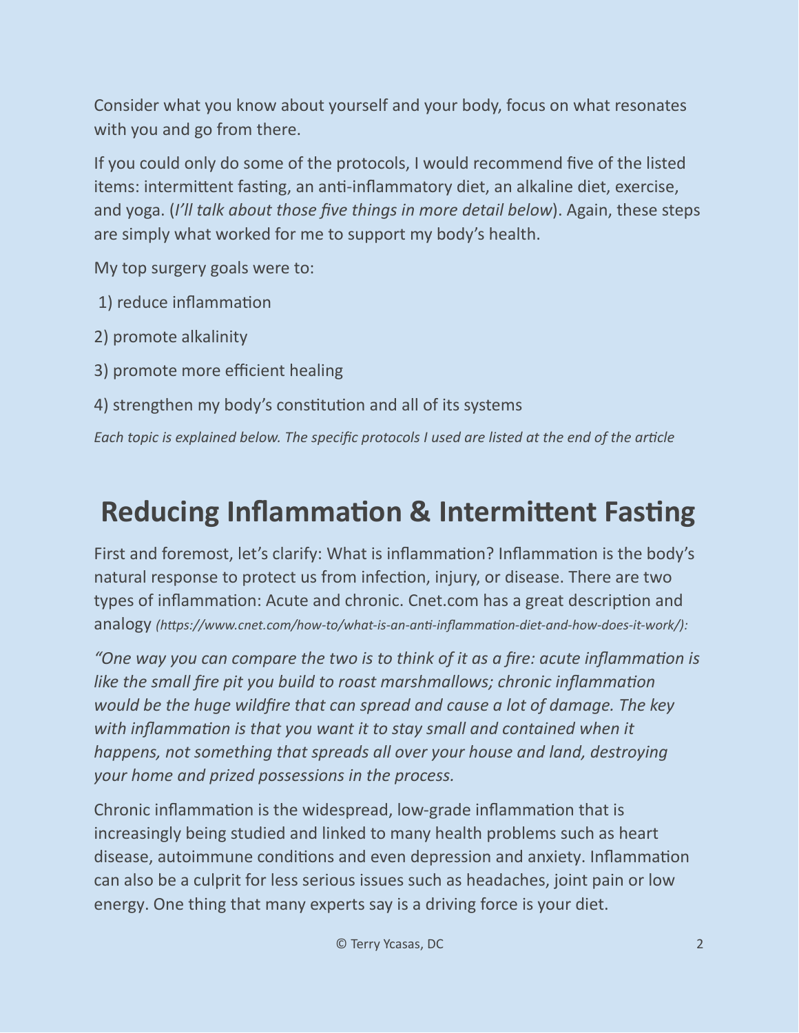Consider what you know about yourself and your body, focus on what resonates with you and go from there.

If you could only do some of the protocols, I would recommend five of the listed items: intermittent fasting, an anti-inflammatory diet, an alkaline diet, exercise, and yoga. (*I'll talk about those five things in more detail below*). Again, these steps are simply what worked for me to support my body's health.

My top surgery goals were to:

1) reduce inflammation

2) promote alkalinity

3) promote more efficient healing

4) strengthen my body's constitution and all of its systems

*Each topic is explained below. The specific protocols I used are listed at the end of the article*

## Reducing Inflammation & Intermittent Fasting

First and foremost, let's clarify: What is inflammation? Inflammation is the body's natural response to protect us from infection, injury, or disease. There are two types of inflammation: Acute and chronic. Cnet.com has a great description and analogy *(https://www.cnet.com/how-to/what-is-an-anti-inflammation-diet-and-how-does-it-work/):*

*"One way you can compare the two is to think of it as a fire: acute inflammation is like the small fire pit you build to roast marshmallows; chronic inflammation would be the huge wildfire that can spread and cause a lot of damage. The key with inflammation is that you want it to stay small and contained when it happens, not something that spreads all over your house and land, destroying your home and prized possessions in the process.*

Chronic inflammation is the widespread, low-grade inflammation that is increasingly being studied and linked to many health problems such as heart disease, autoimmune conditions and even depression and anxiety. Inflammation can also be a culprit for less serious issues such as headaches, joint pain or low energy. One thing that many experts say is a driving force is your diet.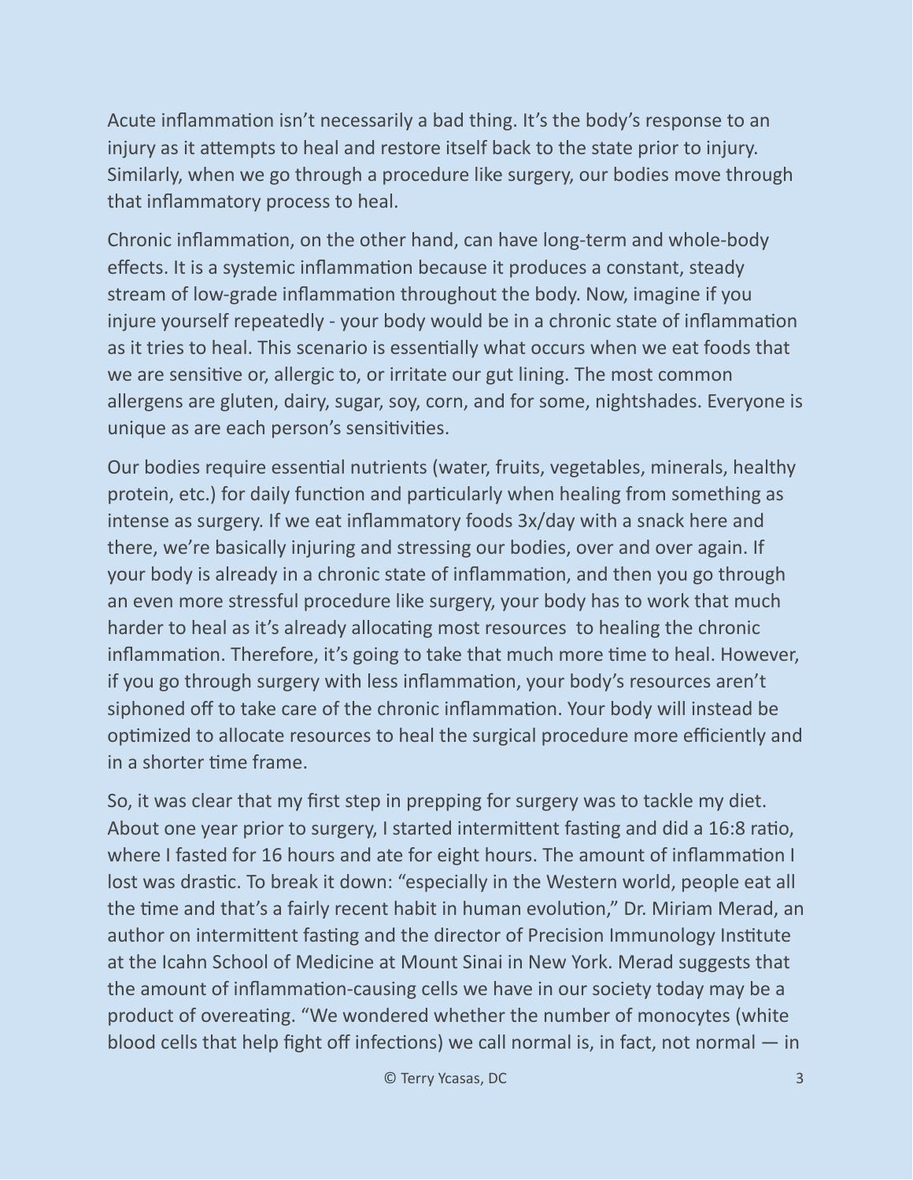Acute inflammation isn't necessarily a bad thing. It's the body's response to an injury as it attempts to heal and restore itself back to the state prior to injury. Similarly, when we go through a procedure like surgery, our bodies move through that inflammatory process to heal.

Chronic inflammation, on the other hand, can have long-term and whole-body effects. It is a systemic inflammation because it produces a constant, steady stream of low-grade inflammation throughout the body. Now, imagine if you injure yourself repeatedly - your body would be in a chronic state of inflammation as it tries to heal. This scenario is essentially what occurs when we eat foods that we are sensitive or, allergic to, or irritate our gut lining. The most common allergens are gluten, dairy, sugar, soy, corn, and for some, nightshades. Everyone is unique as are each person's sensitivities.

Our bodies require essential nutrients (water, fruits, vegetables, minerals, healthy protein, etc.) for daily function and particularly when healing from something as intense as surgery. If we eat inflammatory foods 3x/day with a snack here and there, we're basically injuring and stressing our bodies, over and over again. If your body is already in a chronic state of inflammation, and then you go through an even more stressful procedure like surgery, your body has to work that much harder to heal as it's already allocating most resources to healing the chronic inflammation. Therefore, it's going to take that much more time to heal. However, if you go through surgery with less inflammation, your body's resources aren't siphoned off to take care of the chronic inflammation. Your body will instead be optimized to allocate resources to heal the surgical procedure more efficiently and in a shorter time frame.

So, it was clear that my first step in prepping for surgery was to tackle my diet. About one year prior to surgery, I started intermittent fasting and did a 16:8 ratio, where I fasted for 16 hours and ate for eight hours. The amount of inflammation I lost was drastic. To break it down: "especially in the Western world, people eat all the time and that's a fairly recent habit in human evolution," Dr. Miriam Merad, an author on intermittent fasting and the director of Precision Immunology Institute at the Icahn School of Medicine at Mount Sinai in New York. Merad suggests that the amount of inflammation-causing cells we have in our society today may be a product of overeating. "We wondered whether the number of monocytes (white blood cells that help fight off infections) we call normal is, in fact, not normal — in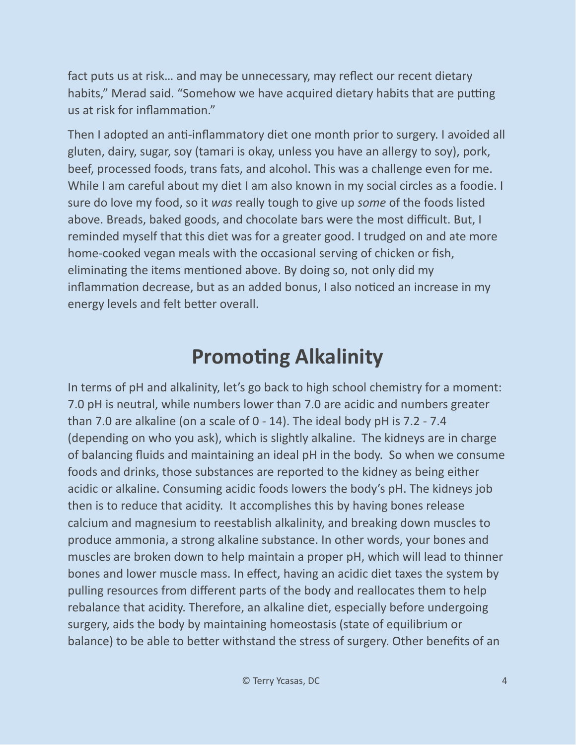fact puts us at risk… and may be unnecessary, may reflect our recent dietary habits," Merad said. "Somehow we have acquired dietary habits that are putting us at risk for inflammation."

Then I adopted an anti-inflammatory diet one month prior to surgery. I avoided all gluten, dairy, sugar, soy (tamari is okay, unless you have an allergy to soy), pork, beef, processed foods, trans fats, and alcohol. This was a challenge even for me. While I am careful about my diet I am also known in my social circles as a foodie. I sure do love my food, so it *was* really tough to give up *some* of the foods listed above. Breads, baked goods, and chocolate bars were the most difficult. But, I reminded myself that this diet was for a greater good. I trudged on and ate more home-cooked vegan meals with the occasional serving of chicken or fish, eliminating the items mentioned above. By doing so, not only did my inflammation decrease, but as an added bonus, I also noticed an increase in my energy levels and felt better overall.

## Promoting Alkalinity

In terms of pH and alkalinity, let's go back to high school chemistry for a moment: 7.0 pH is neutral, while numbers lower than 7.0 are acidic and numbers greater than 7.0 are alkaline (on a scale of 0 - 14). The ideal body pH is 7.2 - 7.4 (depending on who you ask), which is slightly alkaline. The kidneys are in charge of balancing fluids and maintaining an ideal pH in the body. So when we consume foods and drinks, those substances are reported to the kidney as being either acidic or alkaline. Consuming acidic foods lowers the body's pH. The kidneys job then is to reduce that acidity. It accomplishes this by having bones release calcium and magnesium to reestablish alkalinity, and breaking down muscles to produce ammonia, a strong alkaline substance. In other words, your bones and muscles are broken down to help maintain a proper pH, which will lead to thinner bones and lower muscle mass. In effect, having an acidic diet taxes the system by pulling resources from different parts of the body and reallocates them to help rebalance that acidity. Therefore, an alkaline diet, especially before undergoing surgery, aids the body by maintaining homeostasis (state of equilibrium or balance) to be able to better withstand the stress of surgery. Other benefits of an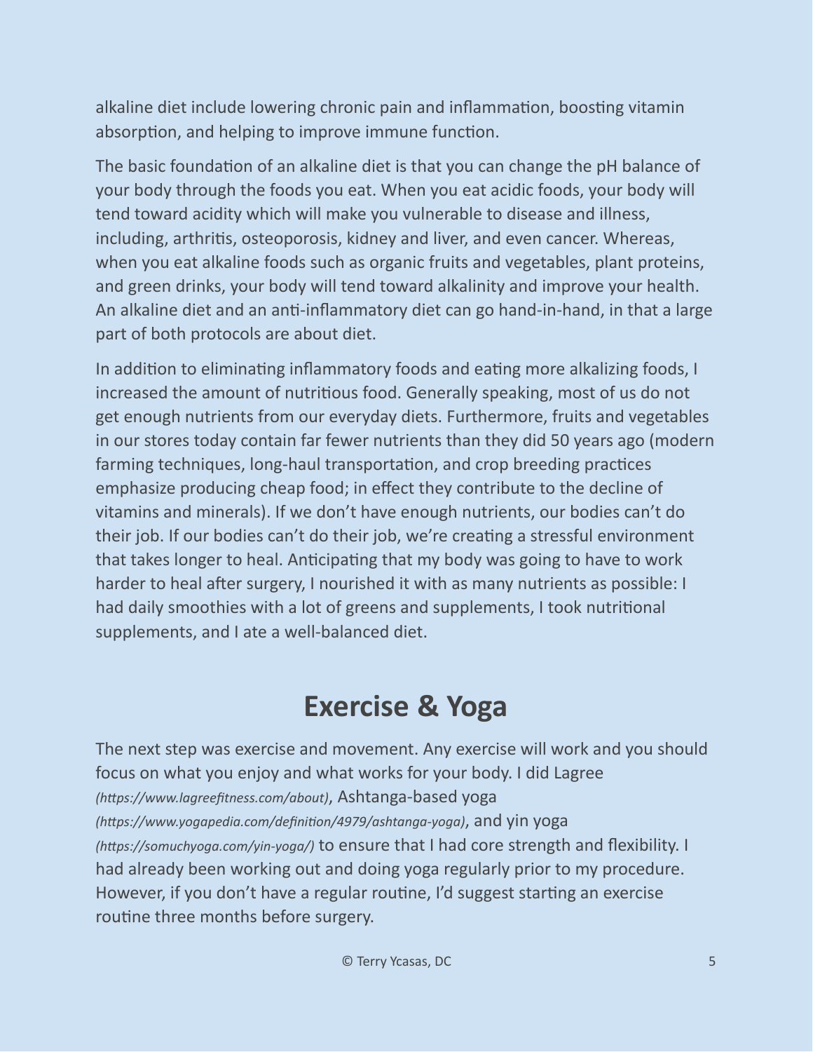alkaline diet include lowering chronic pain and inflammation, boosting vitamin absorption, and helping to improve immune function.

The basic foundation of an alkaline diet is that you can change the pH balance of your body through the foods you eat. When you eat acidic foods, your body will tend toward acidity which will make you vulnerable to disease and illness, including, arthritis, osteoporosis, kidney and liver, and even cancer. Whereas, when you eat alkaline foods such as organic fruits and vegetables, plant proteins, and green drinks, your body will tend toward alkalinity and improve your health. An alkaline diet and an anti-inflammatory diet can go hand-in-hand, in that a large part of both protocols are about diet.

In addition to eliminating inflammatory foods and eating more alkalizing foods, I increased the amount of nutritious food. Generally speaking, most of us do not get enough nutrients from our everyday diets. Furthermore, fruits and vegetables in our stores today contain far fewer nutrients than they did 50 years ago (modern farming techniques, long-haul transportation, and crop breeding practices emphasize producing cheap food; in effect they contribute to the decline of vitamins and minerals). If we don't have enough nutrients, our bodies can't do their job. If our bodies can't do their job, we're creating a stressful environment that takes longer to heal. Anticipating that my body was going to have to work harder to heal after surgery, I nourished it with as many nutrients as possible: I had daily smoothies with a lot of greens and supplements, I took nutritional supplements, and I ate a well-balanced diet.

## Exercise & Yoga

The next step was exercise and movement. Any exercise will work and you should focus on what you enjoy and what works for your body. I did Lagree *(https://www.lagreefitness.com/about)*, Ashtanga-based yoga *(https://www.yogapedia.com/definition/4979/ashtanga-yoga)*, and yin yoga *(https://somuchyoga.com/yin-yoga/)* to ensure that I had core strength and flexibility. I had already been working out and doing yoga regularly prior to my procedure. However, if you don't have a regular routine, I'd suggest starting an exercise routine three months before surgery.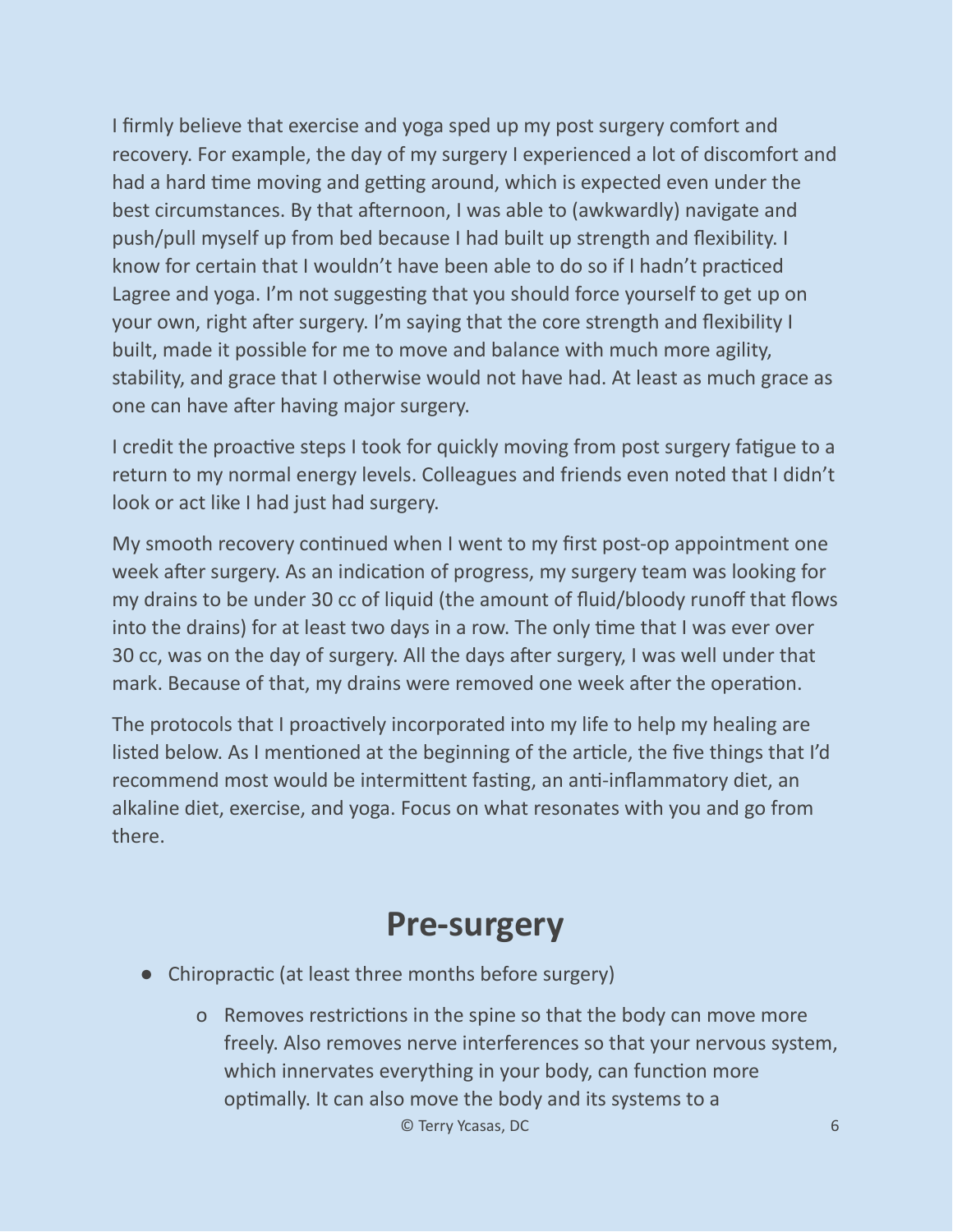I firmly believe that exercise and yoga sped up my post surgery comfort and recovery. For example, the day of my surgery I experienced a lot of discomfort and had a hard time moving and getting around, which is expected even under the best circumstances. By that afternoon, I was able to (awkwardly) navigate and push/pull myself up from bed because I had built up strength and flexibility. I know for certain that I wouldn't have been able to do so if I hadn't practiced Lagree and yoga. I'm not suggesting that you should force yourself to get up on your own, right after surgery. I'm saying that the core strength and flexibility I built, made it possible for me to move and balance with much more agility, stability, and grace that I otherwise would not have had. At least as much grace as one can have after having major surgery.

I credit the proactive steps I took for quickly moving from post surgery fatigue to a return to my normal energy levels. Colleagues and friends even noted that I didn't look or act like I had just had surgery.

My smooth recovery continued when I went to my first post-op appointment one week after surgery. As an indication of progress, my surgery team was looking for my drains to be under 30 cc of liquid (the amount of fluid/bloody runoff that flows into the drains) for at least two days in a row. The only time that I was ever over 30 cc, was on the day of surgery. All the days after surgery, I was well under that mark. Because of that, my drains were removed one week after the operation.

The protocols that I proactively incorporated into my life to help my healing are listed below. As I mentioned at the beginning of the article, the five things that I'd recommend most would be intermittent fasting, an anti-inflammatory diet, an alkaline diet, exercise, and yoga. Focus on what resonates with you and go from there.

## Pre-surgery

- Chiropractic (at least three months before surgery)
    - Removes restrictions in the spine so that the body can move more freely. Also removes nerve interferences so that your nervous system, which innervates everything in your body, can function more optimally. It can also move the body and its systems to a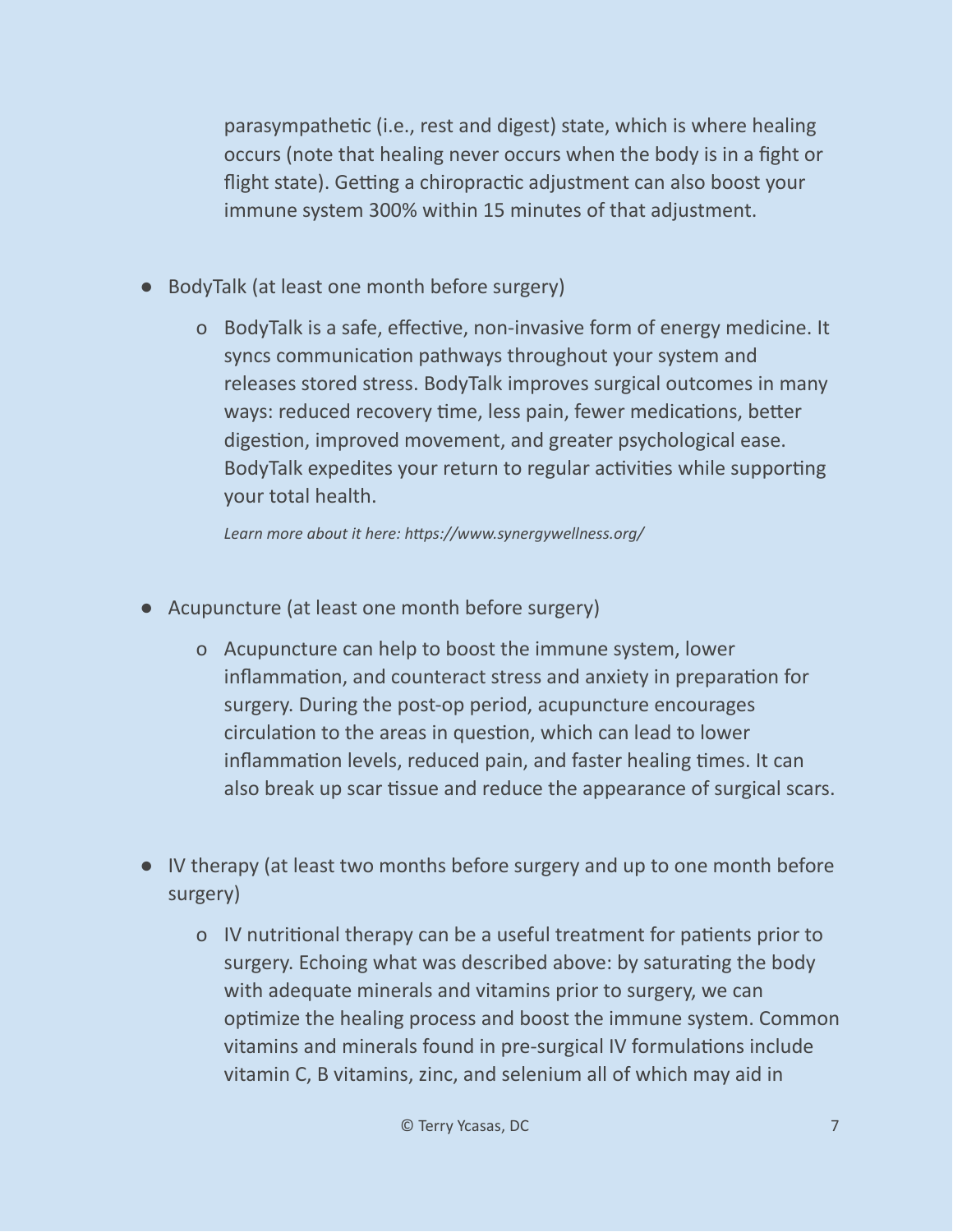parasympathetic (i.e., rest and digest) state, which is where healing occurs (note that healing never occurs when the body is in a fight or flight state). Getting a chiropractic adjustment can also boost your immune system 300% within 15 minutes of that adjustment.

- BodyTalk (at least one month before surgery)
  - BodyTalk is a safe, effective, non-invasive form of energy medicine. It syncs communication pathways throughout your system and releases stored stress. BodyTalk improves surgical outcomes in many ways: reduced recovery time, less pain, fewer medications, better digestion, improved movement, and greater psychological ease. BodyTalk expedites your return to regular activities while supporting your total health.

    *Learn more about it here: https://www.synergywellness.org/*

- Acupuncture (at least one month before surgery)
  - Acupuncture can help to boost the immune system, lower inflammation, and counteract stress and anxiety in preparation for surgery. During the post-op period, acupuncture encourages circulation to the areas in question, which can lead to lower inflammation levels, reduced pain, and faster healing times. It can also break up scar tissue and reduce the appearance of surgical scars.

- IV therapy (at least two months before surgery and up to one month before surgery)
  - IV nutritional therapy can be a useful treatment for patients prior to surgery. Echoing what was described above: by saturating the body with adequate minerals and vitamins prior to surgery, we can optimize the healing process and boost the immune system. Common vitamins and minerals found in pre-surgical IV formulations include vitamin C, B vitamins, zinc, and selenium all of which may aid in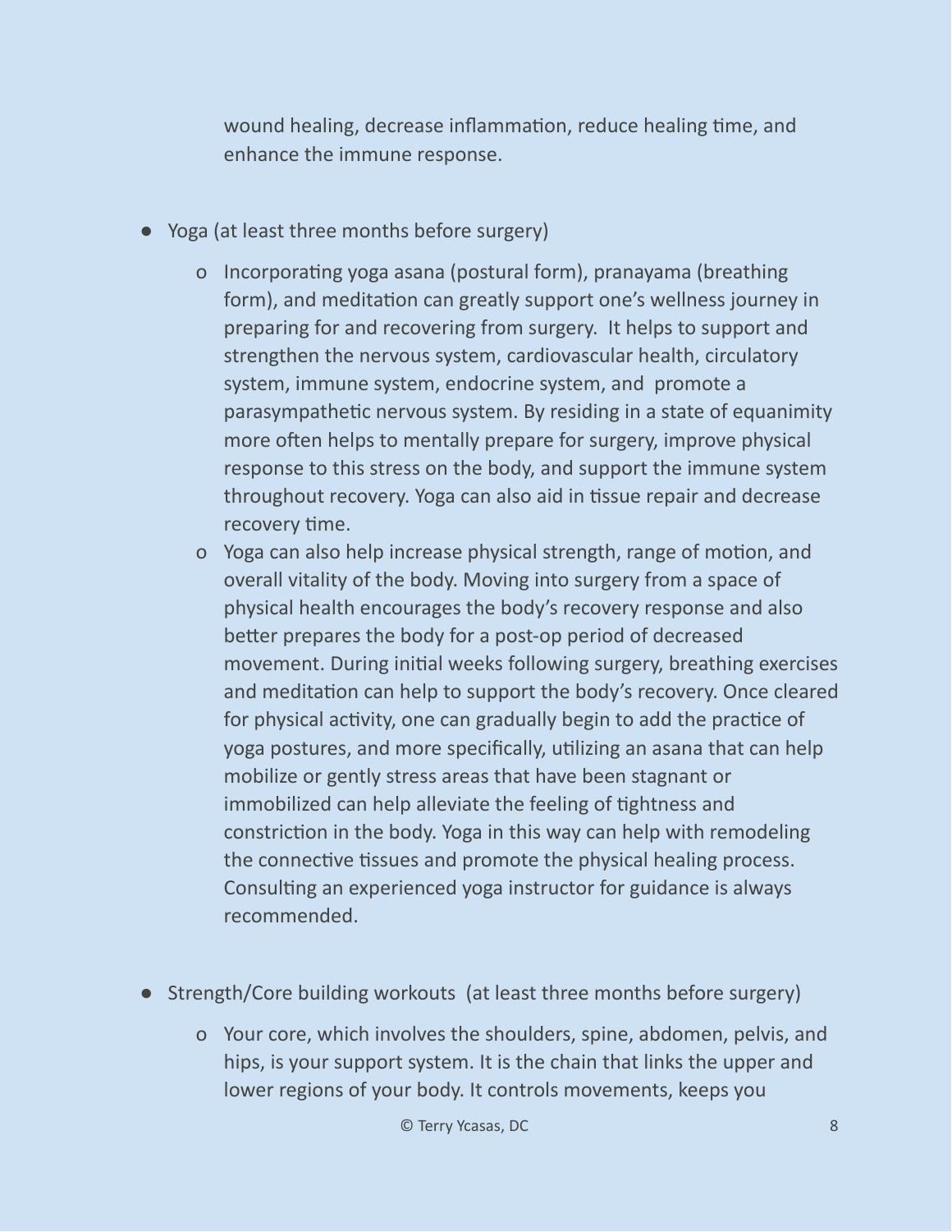wound healing, decrease inflammation, reduce healing time, and enhance the immune response.

- Yoga (at least three months before surgery)
    - Incorporating yoga asana (postural form), pranayama (breathing form), and meditation can greatly support one's wellness journey in preparing for and recovering from surgery. It helps to support and strengthen the nervous system, cardiovascular health, circulatory system, immune system, endocrine system, and promote a parasympathetic nervous system. By residing in a state of equanimity more often helps to mentally prepare for surgery, improve physical response to this stress on the body, and support the immune system throughout recovery. Yoga can also aid in tissue repair and decrease recovery time.
    - Yoga can also help increase physical strength, range of motion, and overall vitality of the body. Moving into surgery from a space of physical health encourages the body's recovery response and also better prepares the body for a post-op period of decreased movement. During initial weeks following surgery, breathing exercises and meditation can help to support the body's recovery. Once cleared for physical activity, one can gradually begin to add the practice of yoga postures, and more specifically, utilizing an asana that can help mobilize or gently stress areas that have been stagnant or immobilized can help alleviate the feeling of tightness and constriction in the body. Yoga in this way can help with remodeling the connective tissues and promote the physical healing process. Consulting an experienced yoga instructor for guidance is always recommended.

- Strength/Core building workouts (at least three months before surgery)
    - Your core, which involves the shoulders, spine, abdomen, pelvis, and hips, is your support system. It is the chain that links the upper and lower regions of your body. It controls movements, keeps you

© Terry Ycasas, DC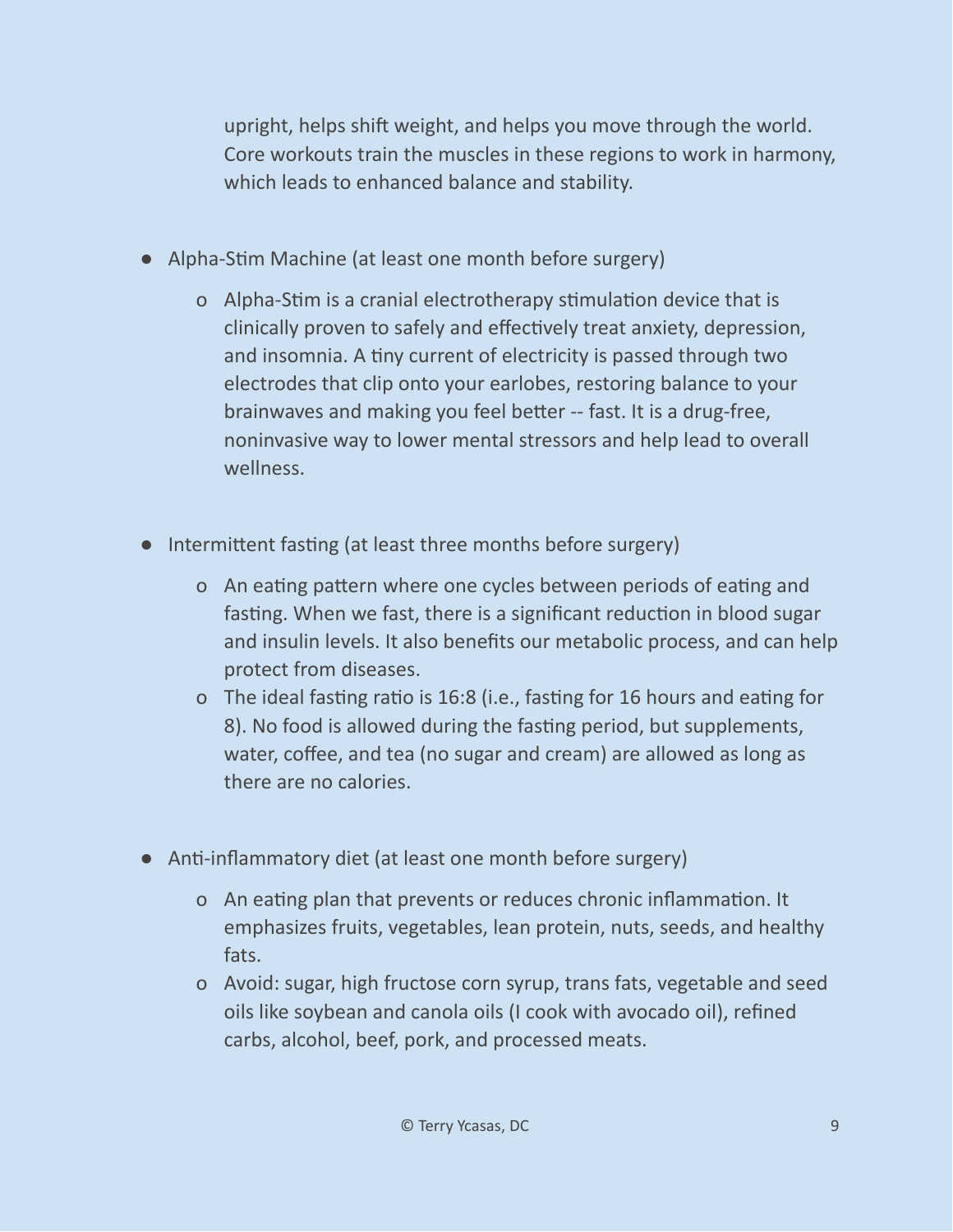upright, helps shift weight, and helps you move through the world. Core workouts train the muscles in these regions to work in harmony, which leads to enhanced balance and stability.

- Alpha-Stim Machine (at least one month before surgery)
    - Alpha-Stim is a cranial electrotherapy stimulation device that is clinically proven to safely and effectively treat anxiety, depression, and insomnia. A tiny current of electricity is passed through two electrodes that clip onto your earlobes, restoring balance to your brainwaves and making you feel better -- fast. It is a drug-free, noninvasive way to lower mental stressors and help lead to overall wellness.

- Intermittent fasting (at least three months before surgery)
    - An eating pattern where one cycles between periods of eating and fasting. When we fast, there is a significant reduction in blood sugar and insulin levels. It also benefits our metabolic process, and can help protect from diseases.
    - The ideal fasting ratio is 16:8 (i.e., fasting for 16 hours and eating for 8). No food is allowed during the fasting period, but supplements, water, coffee, and tea (no sugar and cream) are allowed as long as there are no calories.

- Anti-inflammatory diet (at least one month before surgery)
    - An eating plan that prevents or reduces chronic inflammation. It emphasizes fruits, vegetables, lean protein, nuts, seeds, and healthy fats.
    - Avoid: sugar, high fructose corn syrup, trans fats, vegetable and seed oils like soybean and canola oils (I cook with avocado oil), refined carbs, alcohol, beef, pork, and processed meats.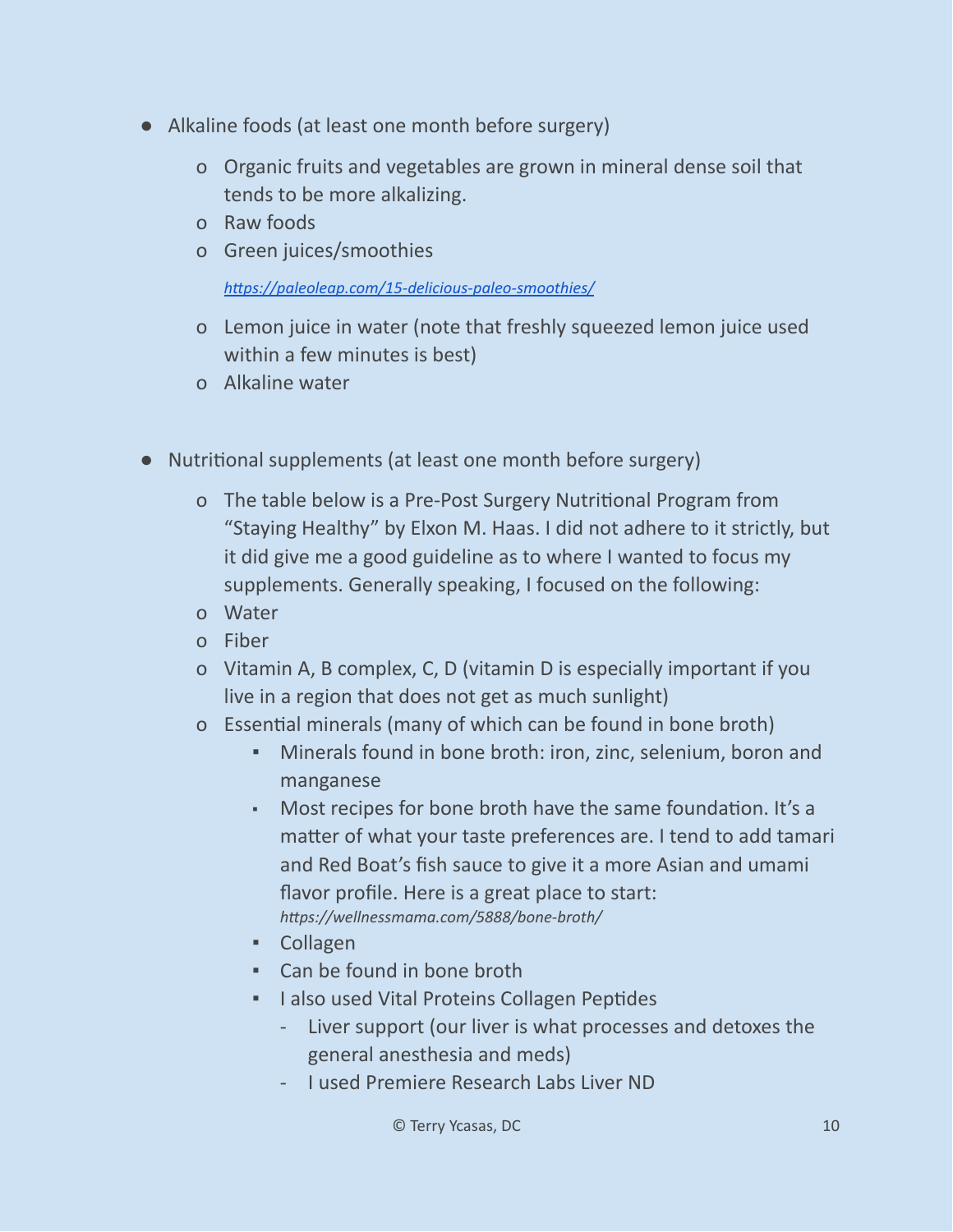- Alkaline foods (at least one month before surgery)
  - Organic fruits and vegetables are grown in mineral dense soil that tends to be more alkalizing.
  - Raw foods
  - Green juices/smoothies

    *https://paleoleap.com/15-delicious-paleo-smoothies/*
  - Lemon juice in water (note that freshly squeezed lemon juice used within a few minutes is best)
  - Alkaline water

- Nutritional supplements (at least one month before surgery)
  - The table below is a Pre-Post Surgery Nutritional Program from "Staying Healthy" by Elxon M. Haas. I did not adhere to it strictly, but it did give me a good guideline as to where I wanted to focus my supplements. Generally speaking, I focused on the following:
  - Water
  - Fiber
  - Vitamin A, B complex, C, D (vitamin D is especially important if you live in a region that does not get as much sunlight)
  - Essential minerals (many of which can be found in bone broth)
    - Minerals found in bone broth: iron, zinc, selenium, boron and manganese
    - Most recipes for bone broth have the same foundation. It's a matter of what your taste preferences are. I tend to add tamari and Red Boat's fish sauce to give it a more Asian and umami flavor profile. Here is a great place to start: *https://wellnessmama.com/5888/bone-broth/*
    - Collagen
    - Can be found in bone broth
    - I also used Vital Proteins Collagen Peptides
      - Liver support (our liver is what processes and detoxes the general anesthesia and meds)
      - I used Premiere Research Labs Liver ND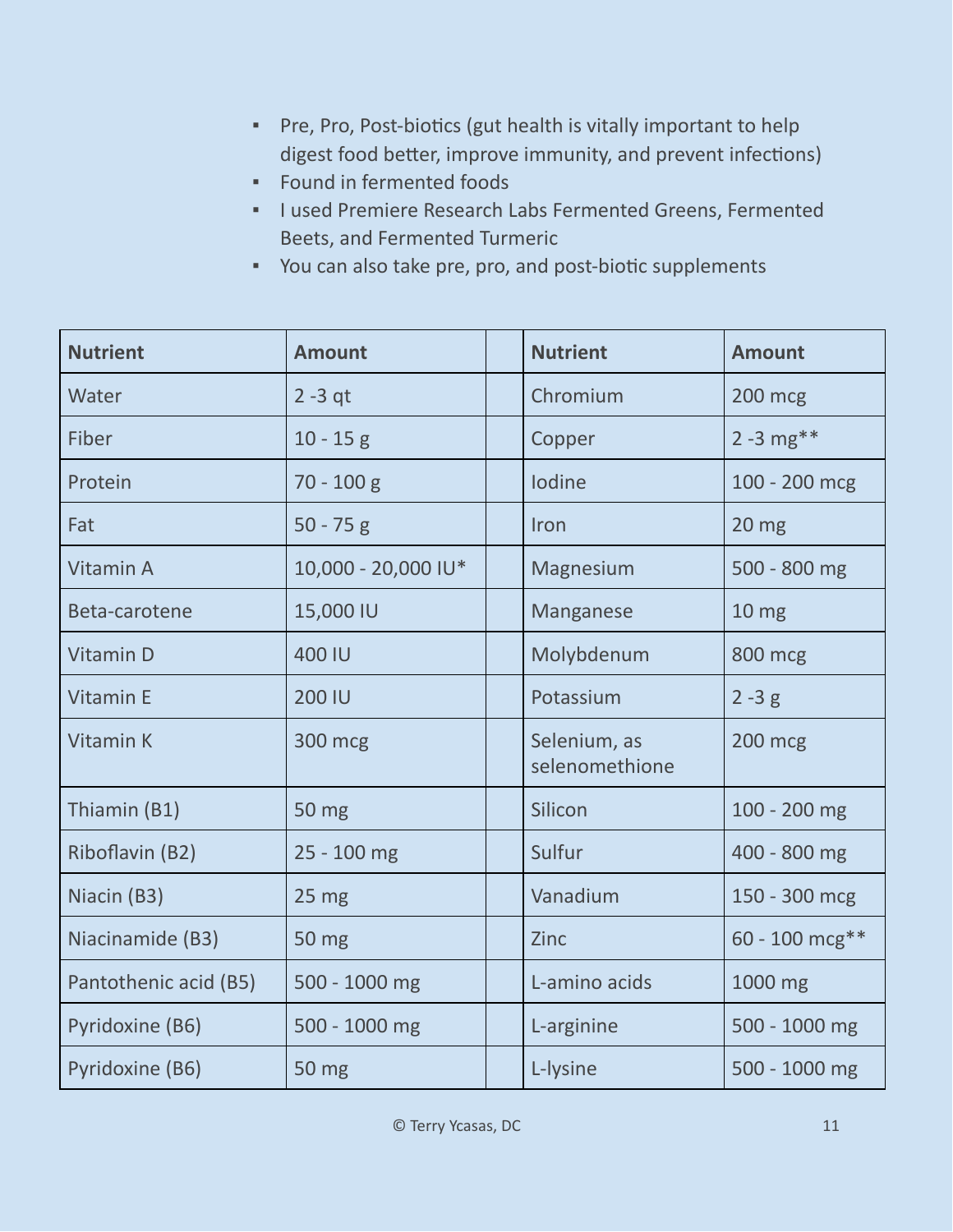- Pre, Pro, Post-biotics (gut health is vitally important to help digest food better, improve immunity, and prevent infections)
- Found in fermented foods
- I used Premiere Research Labs Fermented Greens, Fermented Beets, and Fermented Turmeric
- You can also take pre, pro, and post-biotic supplements

| Nutrient | Amount | | Nutrient | Amount |
|---|---|---|---|---|
| Water | 2 -3 qt | | Chromium | 200 mcg |
| Fiber | 10 - 15 g | | Copper | 2 -3 mg** |
| Protein | 70 - 100 g | | Iodine | 100 - 200 mcg |
| Fat | 50 - 75 g | | Iron | 20 mg |
| Vitamin A | 10,000 - 20,000 IU* | | Magnesium | 500 - 800 mg |
| Beta-carotene | 15,000 IU | | Manganese | 10 mg |
| Vitamin D | 400 IU | | Molybdenum | 800 mcg |
| Vitamin E | 200 IU | | Potassium | 2 -3 g |
| Vitamin K | 300 mcg | | Selenium, as selenomethione | 200 mcg |
| Thiamin (B1) | 50 mg | | Silicon | 100 - 200 mg |
| Riboflavin (B2) | 25 - 100 mg | | Sulfur | 400 - 800 mg |
| Niacin (B3) | 25 mg | | Vanadium | 150 - 300 mcg |
| Niacinamide (B3) | 50 mg | | Zinc | 60 - 100 mcg** |
| Pantothenic acid (B5) | 500 - 1000 mg | | L-amino acids | 1000 mg |
| Pyridoxine (B6) | 500 - 1000 mg | | L-arginine | 500 - 1000 mg |
| Pyridoxine (B6) | 50 mg | | L-lysine | 500 - 1000 mg |

© Terry Ycasas, DC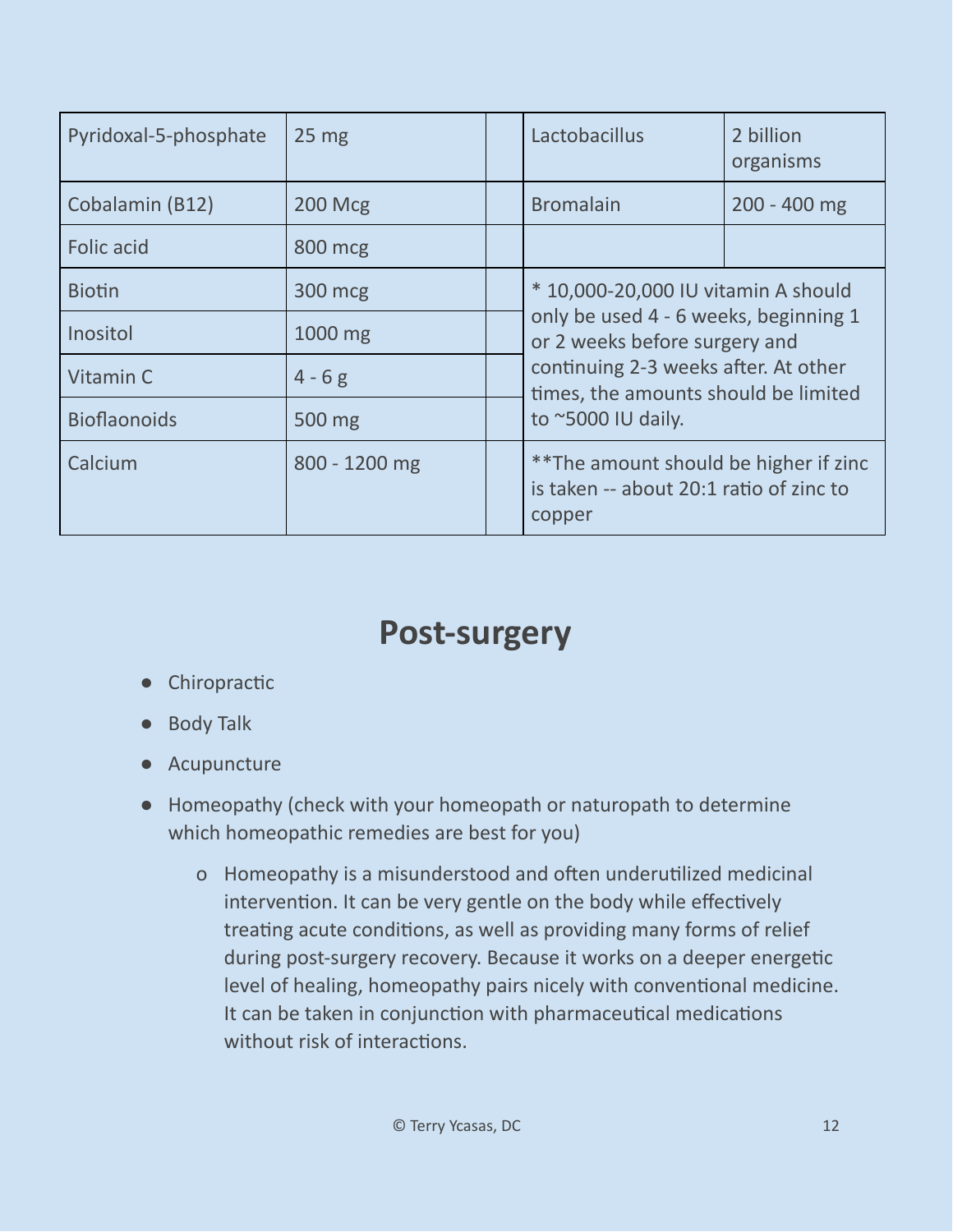| Pyridoxal-5-phosphate | 25 mg | | Lactobacillus | 2 billion organisms |
|---|---|---|---|---|
| Cobalamin (B12) | 200 Mcg | | Bromalain | 200 - 400 mg |
| Folic acid | 800 mcg | | | |
| Biotin | 300 mcg | | * 10,000-20,000 IU vitamin A should only be used 4 - 6 weeks, beginning 1 or 2 weeks before surgery and continuing 2-3 weeks after. At other times, the amounts should be limited to ~5000 IU daily. | |
| Inositol | 1000 mg | | | |
| Vitamin C | 4 - 6 g | | | |
| Bioflaonoids | 500 mg | | | |
| Calcium | 800 - 1200 mg | | **The amount should be higher if zinc is taken -- about 20:1 ratio of zinc to copper | |

## Post-surgery

- Chiropractic
- Body Talk
- Acupuncture
- Homeopathy (check with your homeopath or naturopath to determine which homeopathic remedies are best for you)
    - Homeopathy is a misunderstood and often underutilized medicinal intervention. It can be very gentle on the body while effectively treating acute conditions, as well as providing many forms of relief during post-surgery recovery. Because it works on a deeper energetic level of healing, homeopathy pairs nicely with conventional medicine. It can be taken in conjunction with pharmaceutical medications without risk of interactions.

© Terry Ycasas, DC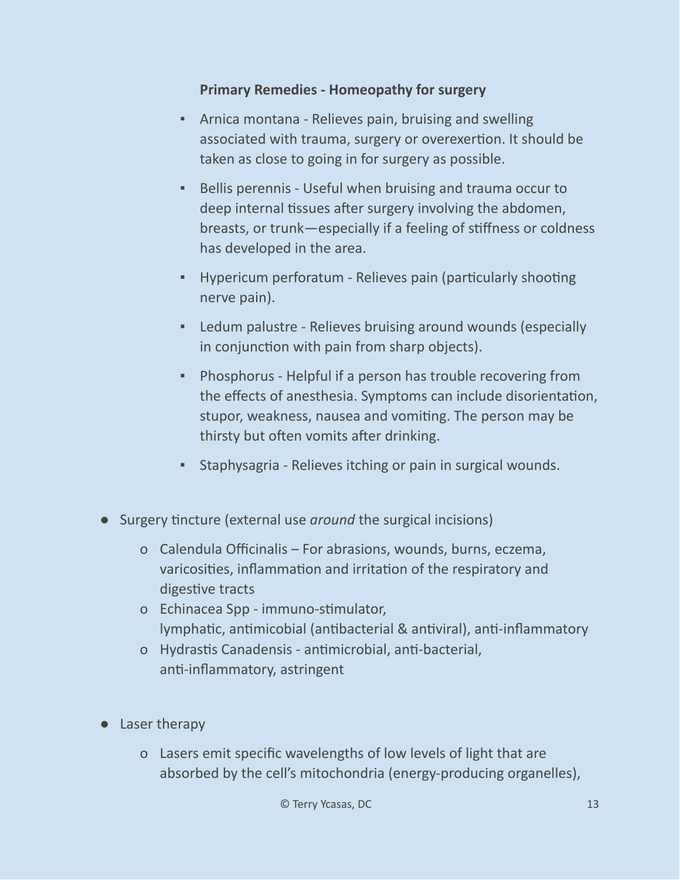**Primary Remedies - Homeopathy for surgery**

- Arnica montana - Relieves pain, bruising and swelling associated with trauma, surgery or overexertion. It should be taken as close to going in for surgery as possible.
- Bellis perennis - Useful when bruising and trauma occur to deep internal tissues after surgery involving the abdomen, breasts, or trunk—especially if a feeling of stiffness or coldness has developed in the area.
- Hypericum perforatum - Relieves pain (particularly shooting nerve pain).
- Ledum palustre - Relieves bruising around wounds (especially in conjunction with pain from sharp objects).
- Phosphorus - Helpful if a person has trouble recovering from the effects of anesthesia. Symptoms can include disorientation, stupor, weakness, nausea and vomiting. The person may be thirsty but often vomits after drinking.
- Staphysagria - Relieves itching or pain in surgical wounds.

- Surgery tincture (external use *around* the surgical incisions)
  - Calendula Officinalis – For abrasions, wounds, burns, eczema, varicosities, inflammation and irritation of the respiratory and digestive tracts
  - Echinacea Spp - immuno-stimulator, lymphatic, antimicobial (antibacterial & antiviral), anti-inflammatory
  - Hydrastis Canadensis - antimicrobial, anti-bacterial, anti-inflammatory, astringent

- Laser therapy
  - Lasers emit specific wavelengths of low levels of light that are absorbed by the cell's mitochondria (energy-producing organelles),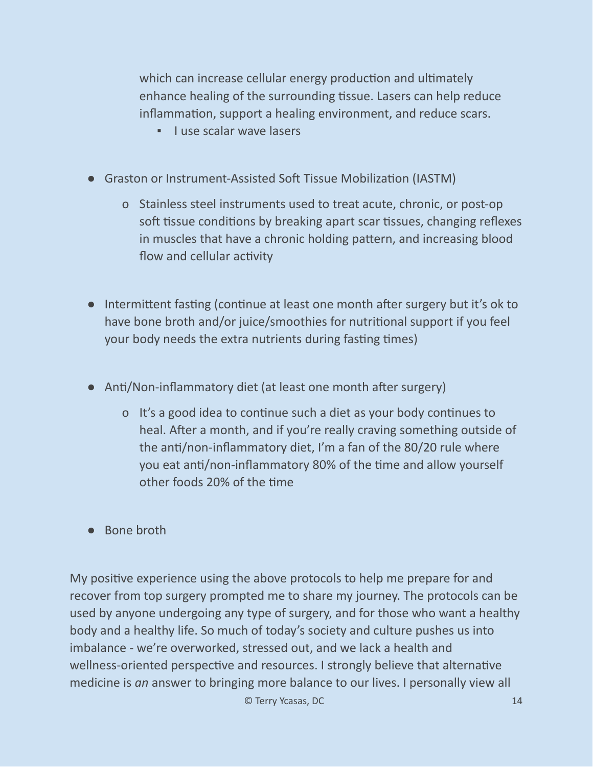which can increase cellular energy production and ultimately enhance healing of the surrounding tissue. Lasers can help reduce inflammation, support a healing environment, and reduce scars.
    - I use scalar wave lasers

- Graston or Instrument-Assisted Soft Tissue Mobilization (IASTM)
    - Stainless steel instruments used to treat acute, chronic, or post-op soft tissue conditions by breaking apart scar tissues, changing reflexes in muscles that have a chronic holding pattern, and increasing blood flow and cellular activity

- Intermittent fasting (continue at least one month after surgery but it's ok to have bone broth and/or juice/smoothies for nutritional support if you feel your body needs the extra nutrients during fasting times)

- Anti/Non-inflammatory diet (at least one month after surgery)
    - It's a good idea to continue such a diet as your body continues to heal. After a month, and if you're really craving something outside of the anti/non-inflammatory diet, I'm a fan of the 80/20 rule where you eat anti/non-inflammatory 80% of the time and allow yourself other foods 20% of the time

- Bone broth

My positive experience using the above protocols to help me prepare for and recover from top surgery prompted me to share my journey. The protocols can be used by anyone undergoing any type of surgery, and for those who want a healthy body and a healthy life. So much of today's society and culture pushes us into imbalance - we're overworked, stressed out, and we lack a health and wellness-oriented perspective and resources. I strongly believe that alternative medicine is *an* answer to bringing more balance to our lives. I personally view all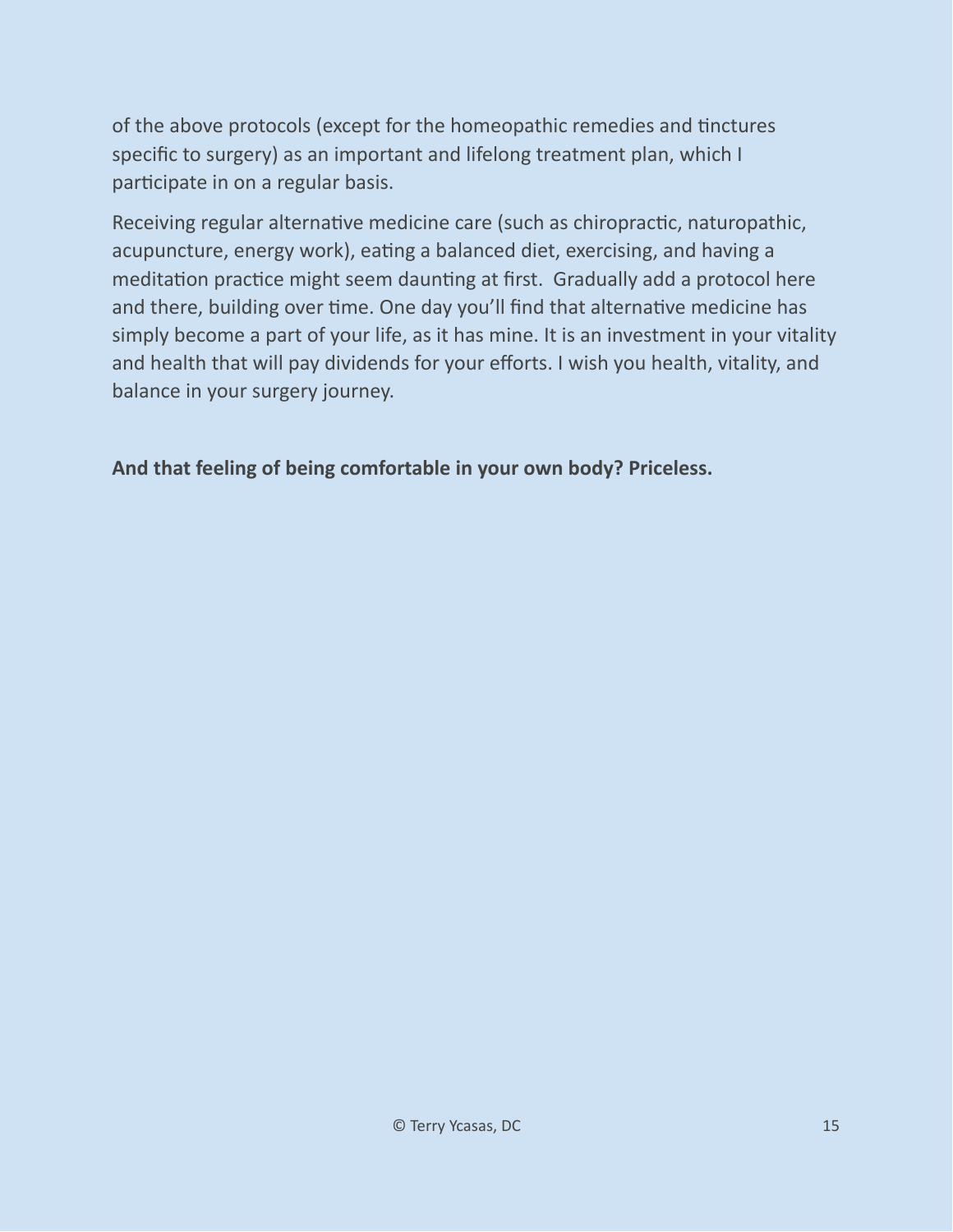of the above protocols (except for the homeopathic remedies and tinctures specific to surgery) as an important and lifelong treatment plan, which I participate in on a regular basis.

Receiving regular alternative medicine care (such as chiropractic, naturopathic, acupuncture, energy work), eating a balanced diet, exercising, and having a meditation practice might seem daunting at first. Gradually add a protocol here and there, building over time. One day you'll find that alternative medicine has simply become a part of your life, as it has mine. It is an investment in your vitality and health that will pay dividends for your efforts. I wish you health, vitality, and balance in your surgery journey.

**And that feeling of being comfortable in your own body? Priceless.**